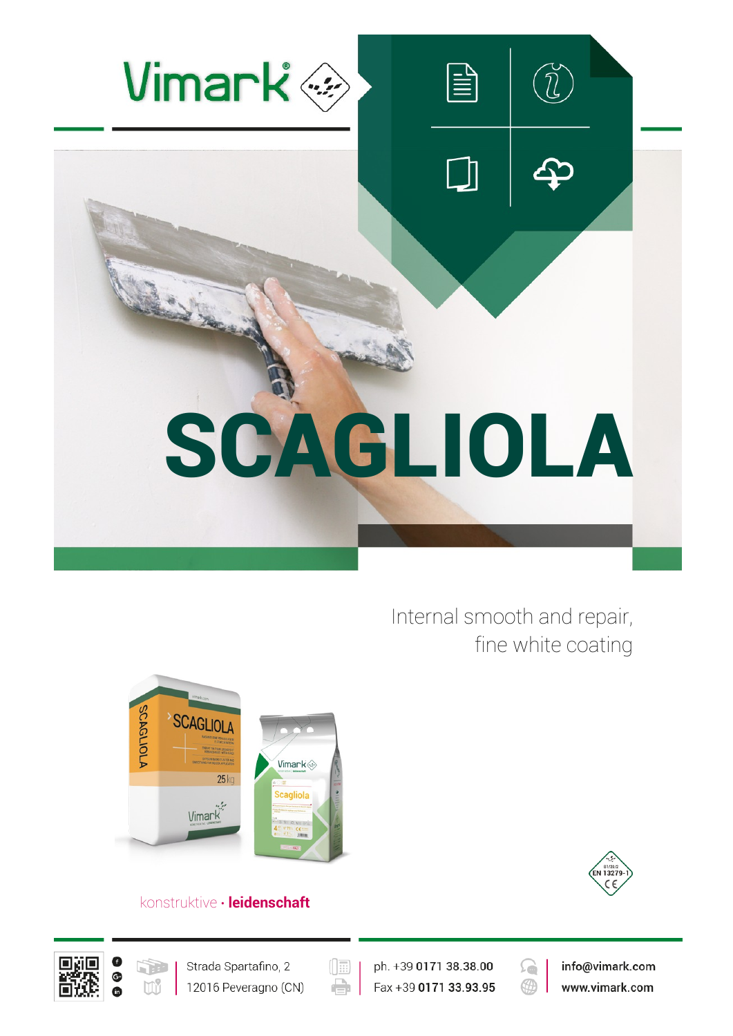Vimark®

# SCAGLIOLA

Internal smooth and repair, fine white coating

konstruktive · **leidenschaft**

EN 13279-1

Strada Spartafino, 2
12016 Peveragno (CN)

ph. +39 **0171 38.38.00**
Fax +39 **0171 33.93.95**

**info@vimark.com**
**www.vimark.com**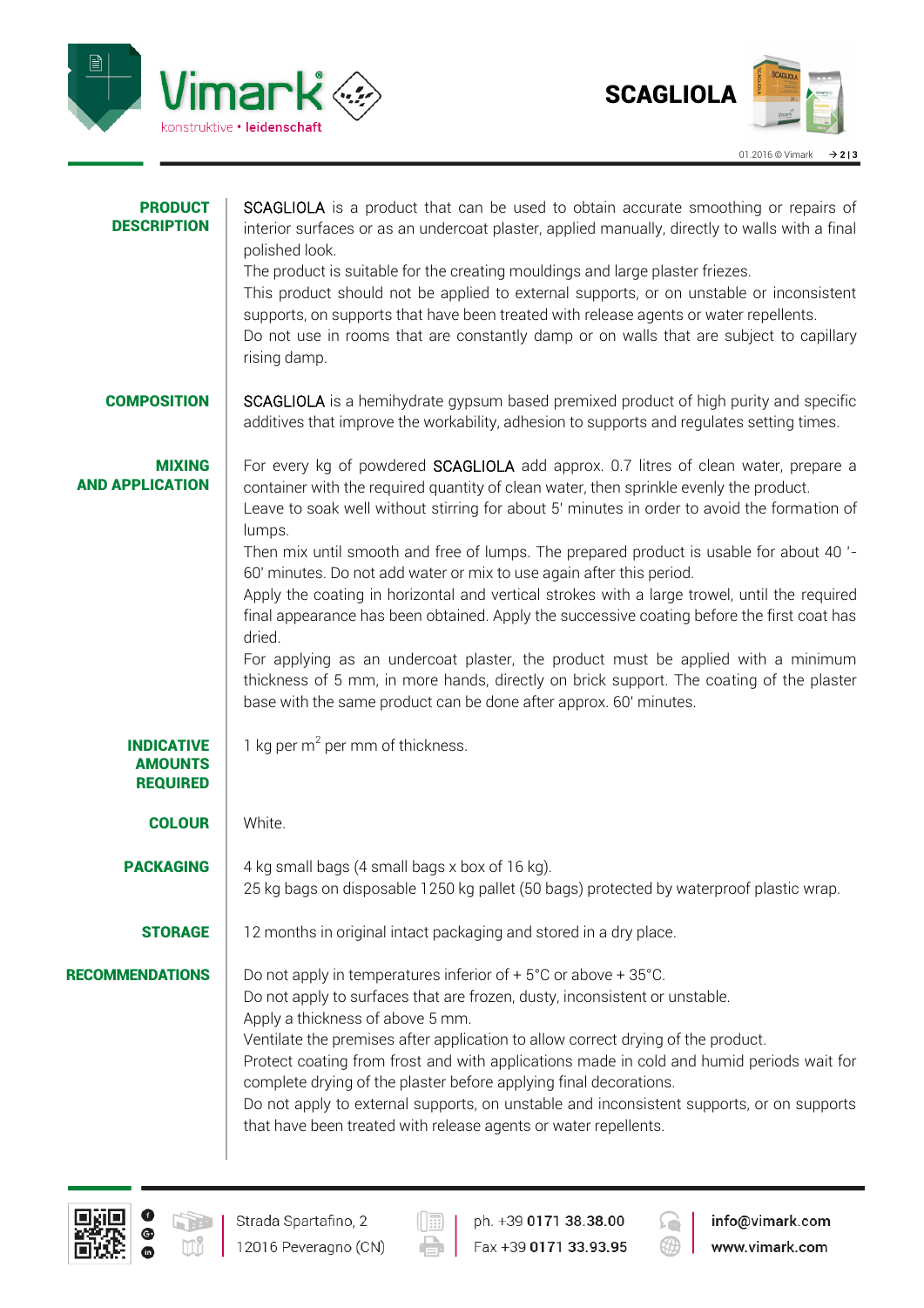## PRODUCT DESCRIPTION

SCAGLIOLA is a product that can be used to obtain accurate smoothing or repairs of interior surfaces or as an undercoat plaster, applied manually, directly to walls with a final polished look.
The product is suitable for the creating mouldings and large plaster friezes.
This product should not be applied to external supports, or on unstable or inconsistent supports, on supports that have been treated with release agents or water repellents.
Do not use in rooms that are constantly damp or on walls that are subject to capillary rising damp.

## COMPOSITION

SCAGLIOLA is a hemihydrate gypsum based premixed product of high purity and specific additives that improve the workability, adhesion to supports and regulates setting times.

## MIXING AND APPLICATION

For every kg of powdered SCAGLIOLA add approx. 0.7 litres of clean water, prepare a container with the required quantity of clean water, then sprinkle evenly the product.
Leave to soak well without stirring for about 5' minutes in order to avoid the formation of lumps.
Then mix until smooth and free of lumps. The prepared product is usable for about 40 '-60' minutes. Do not add water or mix to use again after this period.
Apply the coating in horizontal and vertical strokes with a large trowel, until the required final appearance has been obtained. Apply the successive coating before the first coat has dried.
For applying as an undercoat plaster, the product must be applied with a minimum thickness of 5 mm, in more hands, directly on brick support. The coating of the plaster base with the same product can be done after approx. 60' minutes.

## INDICATIVE AMOUNTS REQUIRED

1 kg per $m^2$ per mm of thickness.

## COLOUR

White.

## PACKAGING

4 kg small bags (4 small bags x box of 16 kg).
25 kg bags on disposable 1250 kg pallet (50 bags) protected by waterproof plastic wrap.

## STORAGE

12 months in original intact packaging and stored in a dry place.

## RECOMMENDATIONS

Do not apply in temperatures inferior of + 5°C or above + 35°C.
Do not apply to surfaces that are frozen, dusty, inconsistent or unstable.
Apply a thickness of above 5 mm.
Ventilate the premises after application to allow correct drying of the product.
Protect coating from frost and with applications made in cold and humid periods wait for complete drying of the plaster before applying final decorations.
Do not apply to external supports, on unstable and inconsistent supports, or on supports that have been treated with release agents or water repellents.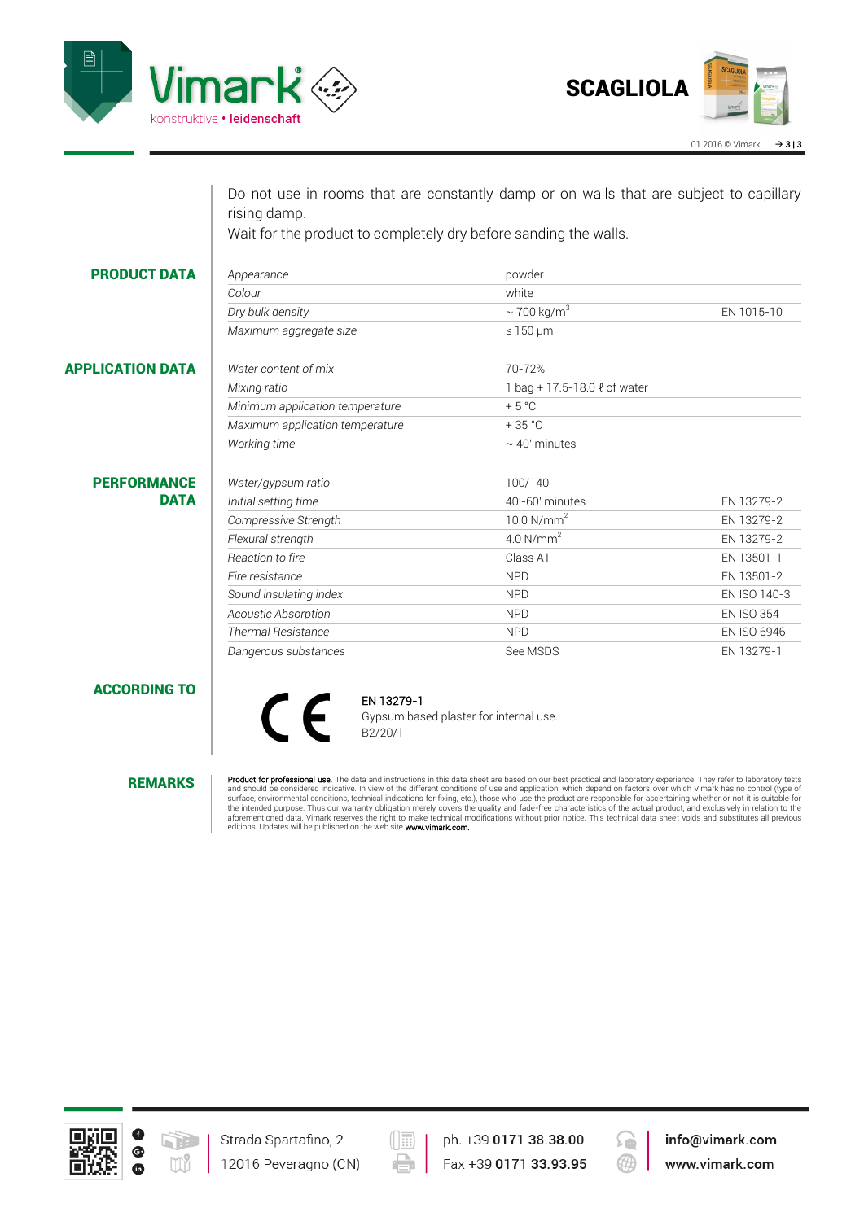Do not use in rooms that are constantly damp or on walls that are subject to capillary rising damp.
Wait for the product to completely dry before sanding the walls.

## PRODUCT DATA

| | | |
|---|---|---|
| *Appearance* | powder | |
| *Colour* | white | |
| *Dry bulk density* | ~ 700 kg/m$^3$ | EN 1015-10 |
| *Maximum aggregate size* | ≤ 150 µm | |

## APPLICATION DATA

| | | |
|---|---|---|
| *Water content of mix* | 70-72% | |
| *Mixing ratio* | 1 bag + 17.5-18.0 ℓ of water | |
| *Minimum application temperature* | + 5 °C | |
| *Maximum application temperature* | + 35 °C | |
| *Working time* | ~ 40' minutes | |

## PERFORMANCE DATA

| | | |
|---|---|---|
| *Water/gypsum ratio* | 100/140 | |
| *Initial setting time* | 40'-60' minutes | EN 13279-2 |
| *Compressive Strength* | 10.0 N/mm$^2$ | EN 13279-2 |
| *Flexural strength* | 4.0 N/mm$^2$ | EN 13279-2 |
| *Reaction to fire* | Class A1 | EN 13501-1 |
| *Fire resistance* | NPD | EN 13501-2 |
| *Sound insulating index* | NPD | EN ISO 140-3 |
| *Acoustic Absorption* | NPD | EN ISO 354 |
| *Thermal Resistance* | NPD | EN ISO 6946 |
| *Dangerous substances* | See MSDS | EN 13279-1 |

## ACCORDING TO

CE

EN 13279-1
Gypsum based plaster for internal use.
B2/20/1

## REMARKS

**Product for professional use.** The data and instructions in this data sheet are based on our best practical and laboratory experience. They refer to laboratory tests and should be considered indicative. In view of the different conditions of use and application, which depend on factors over which Vimark has no control (type of surface, environmental conditions, technical indications for fixing, etc.), those who use the product are responsible for ascertaining whether or not it is suitable for the intended purpose. Thus our warranty obligation merely covers the quality and fade-free characteristics of the actual product, and exclusively in relation to the aforementioned data. Vimark reserves the right to make technical modifications without prior notice. This technical data sheet voids and substitutes all previous editions. Updates will be published on the web site **www.vimark.com.**